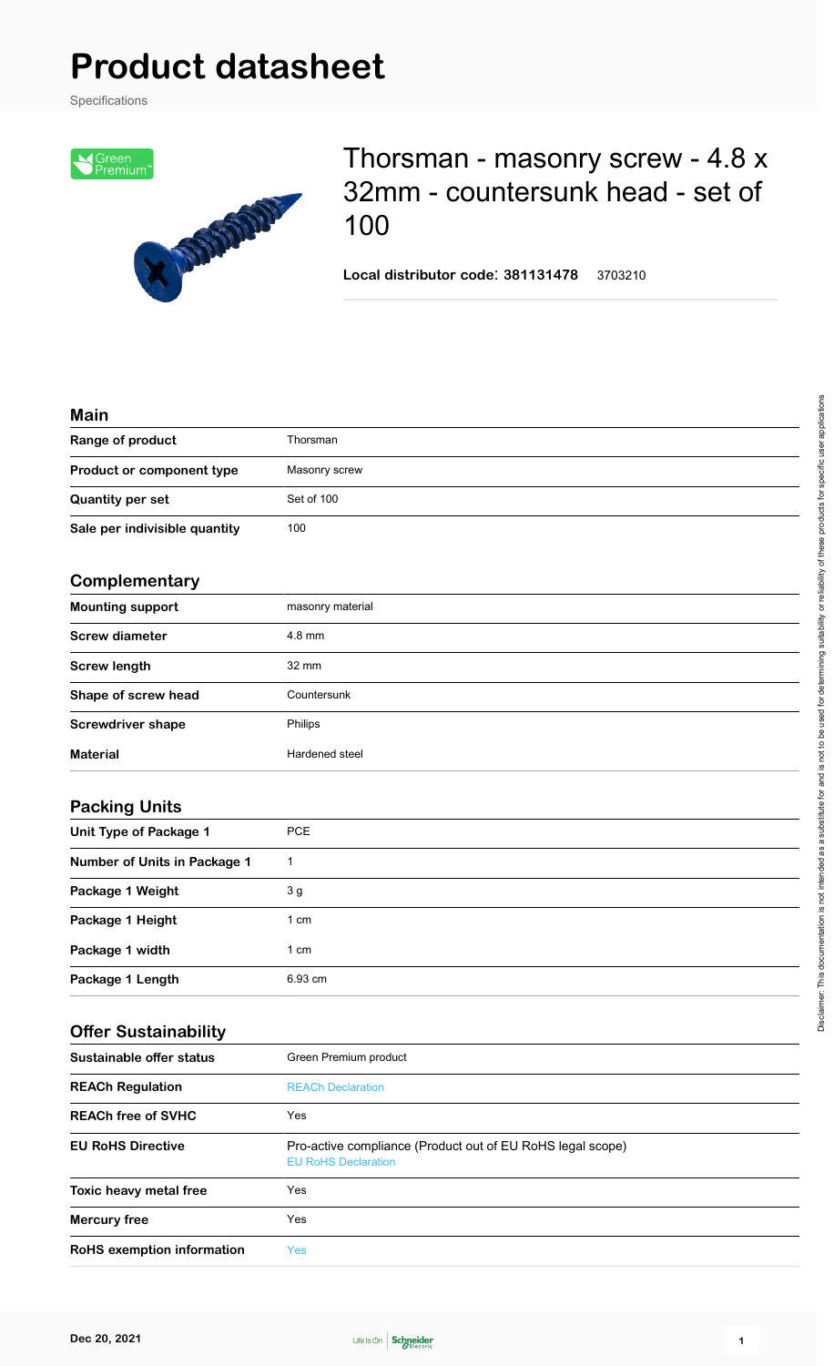# Product datasheet

Specifications

# Thorsman - masonry screw - 4.8 x 32mm - countersunk head - set of 100

**Local distributor code: 381131478** 3703210

## Main

| | |
|---|---|
| **Range of product** | Thorsman |
| **Product or component type** | Masonry screw |
| **Quantity per set** | Set of 100 |
| **Sale per indivisible quantity** | 100 |

## Complementary

| | |
|---|---|
| **Mounting support** | masonry material |
| **Screw diameter** | 4.8 mm |
| **Screw length** | 32 mm |
| **Shape of screw head** | Countersunk |
| **Screwdriver shape** | Philips |
| **Material** | Hardened steel |

## Packing Units

| | |
|---|---|
| **Unit Type of Package 1** | PCE |
| **Number of Units in Package 1** | 1 |
| **Package 1 Weight** | 3 g |
| **Package 1 Height** | 1 cm |
| **Package 1 width** | 1 cm |
| **Package 1 Length** | 6.93 cm |

## Offer Sustainability

| | |
|---|---|
| **Sustainable offer status** | Green Premium product |
| **REACh Regulation** | REACh Declaration |
| **REACh free of SVHC** | Yes |
| **EU RoHS Directive** | Pro-active compliance (Product out of EU RoHS legal scope) EU RoHS Declaration |
| **Toxic heavy metal free** | Yes |
| **Mercury free** | Yes |
| **RoHS exemption information** | Yes |

Disclaimer: This documentation is not intended as a substitute for and is not to be used for determining suitability or reliability of these products for specific user applications

Dec 20, 2021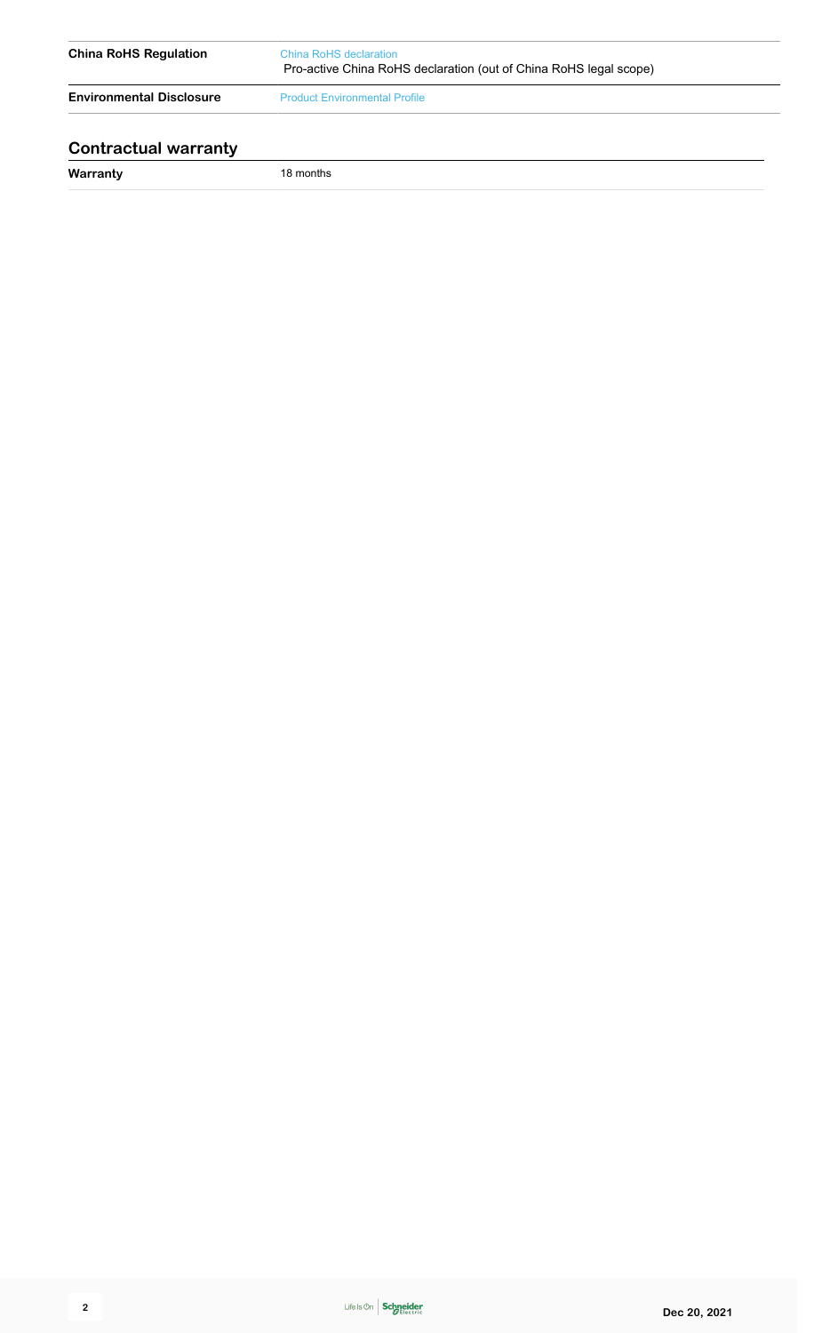| | |
|---|---|
| **China RoHS Regulation** | China RoHS declaration<br>Pro-active China RoHS declaration (out of China RoHS legal scope) |
| **Environmental Disclosure** | Product Environmental Profile |

## Contractual warranty

| | |
|---|---|
| **Warranty** | 18 months |